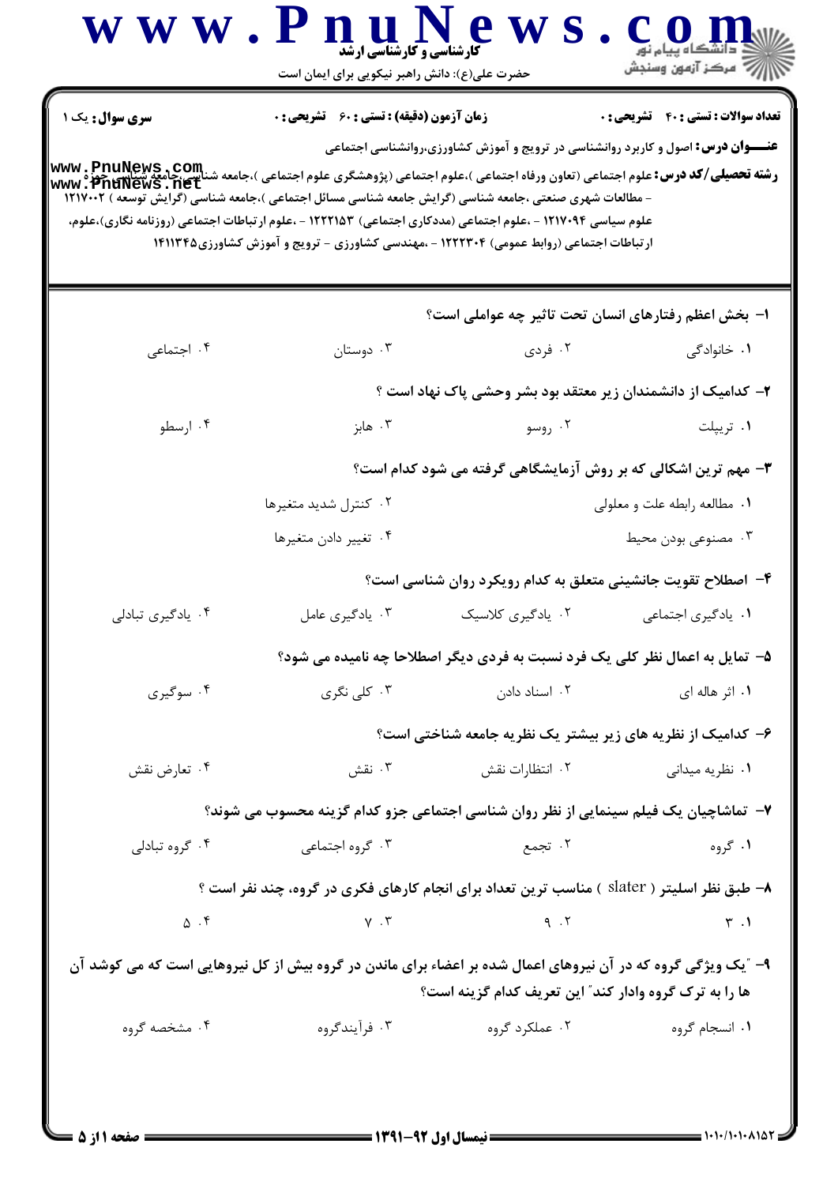**سری سوال:** یک ۱

**زمان آزمون (دقیقه) : تستی : ۶۰ تشریحی : ۰**

**تعداد سوالات : تستی : ۴۰ تشریحی : ۰**

**عنـــوان درس:** اصول و کاربرد روانشناسی در ترویج و آموزش کشاورزی،روانشناسی اجتماعی

**رشته تحصیلی/کد درس:** علوم اجتماعی (تعاون ورفاه اجتماعی )،علوم اجتماعی (پژوهشگری علوم اجتماعی )،جامعه شناسی،جامعه شناسی جوزه - مطالعات شهری صنعتی ،جامعه شناسی (گرایش جامعه شناسی مسائل اجتماعی )،جامعه شناسی (گرایش توسعه ) ۱۲۱۷۰۰۲ علوم سیاسی ۱۲۱۷۰۹۴ - ،علوم اجتماعی (مددکاری اجتماعی) ۱۲۲۲۱۵۳ - ،علوم ارتباطات اجتماعی (روزنامه نگاری)،علوم، ارتباطات اجتماعی (روابط عمومی) ۱۲۲۲۳۰۴ - ،مهندسی کشاورزی - ترویج و آموزش کشاورزی۱۴۱۱۳۴۵

۱- بخش اعظم رفتارهای انسان تحت تاثیر چه عواملی است؟

۱. خانوادگی
۲. فردی
۳. دوستان
۴. اجتماعی

۲- کدامیک از دانشمندان زیر معتقد بود بشر وحشی پاک نهاد است ؟

۱. تریپلت
۲. روسو
۳. هابز
۴. ارسطو

۳- مهم ترین اشکالی که بر روش آزمایشگاهی گرفته می شود کدام است؟

۱. مطالعه رابطه علت و معلولی
۲. کنترل شدید متغیرها
۳. مصنوعی بودن محیط
۴. تغییر دادن متغیرها

۴- اصطلاح تقویت جانشینی متعلق به کدام رویکرد روان شناسی است؟

۱. یادگیری اجتماعی
۲. یادگیری کلاسیک
۳. یادگیری عامل
۴. یادگیری تبادلی

۵- تمایل به اعمال نظر کلی یک فرد نسبت به فردی دیگر اصطلاحا چه نامیده می شود؟

۱. اثر هاله ای
۲. اسناد دادن
۳. کلی نگری
۴. سوگیری

۶- کدامیک از نظریه های زیر بیشتر یک نظریه جامعه شناختی است؟

۱. نظریه میدانی
۲. انتظارات نقش
۳. نقش
۴. تعارض نقش

۷- تماشاچیان یک فیلم سینمایی از نظر روان شناسی اجتماعی جزو کدام گزینه محسوب می شوند؟

۱. گروه
۲. تجمع
۳. گروه اجتماعی
۴. گروه تبادلی

۸- طبق نظر اسلیتر ( slater ) مناسب ترین تعداد برای انجام کارهای فکری در گروه، چند نفر است ؟

۱. ۳
۲. ۹
۳. ۷
۴. ۵

۹- "یک ویژگی گروه که در آن نیروهای اعمال شده بر اعضاء برای ماندن در گروه بیش از کل نیروهایی است که می کوشد آن ها را به ترک گروه وادار کند" این تعریف کدام گزینه است؟

۱. انسجام گروه
۲. عملکرد گروه
۳. فرآیندگروه
۴. مشخصه گروه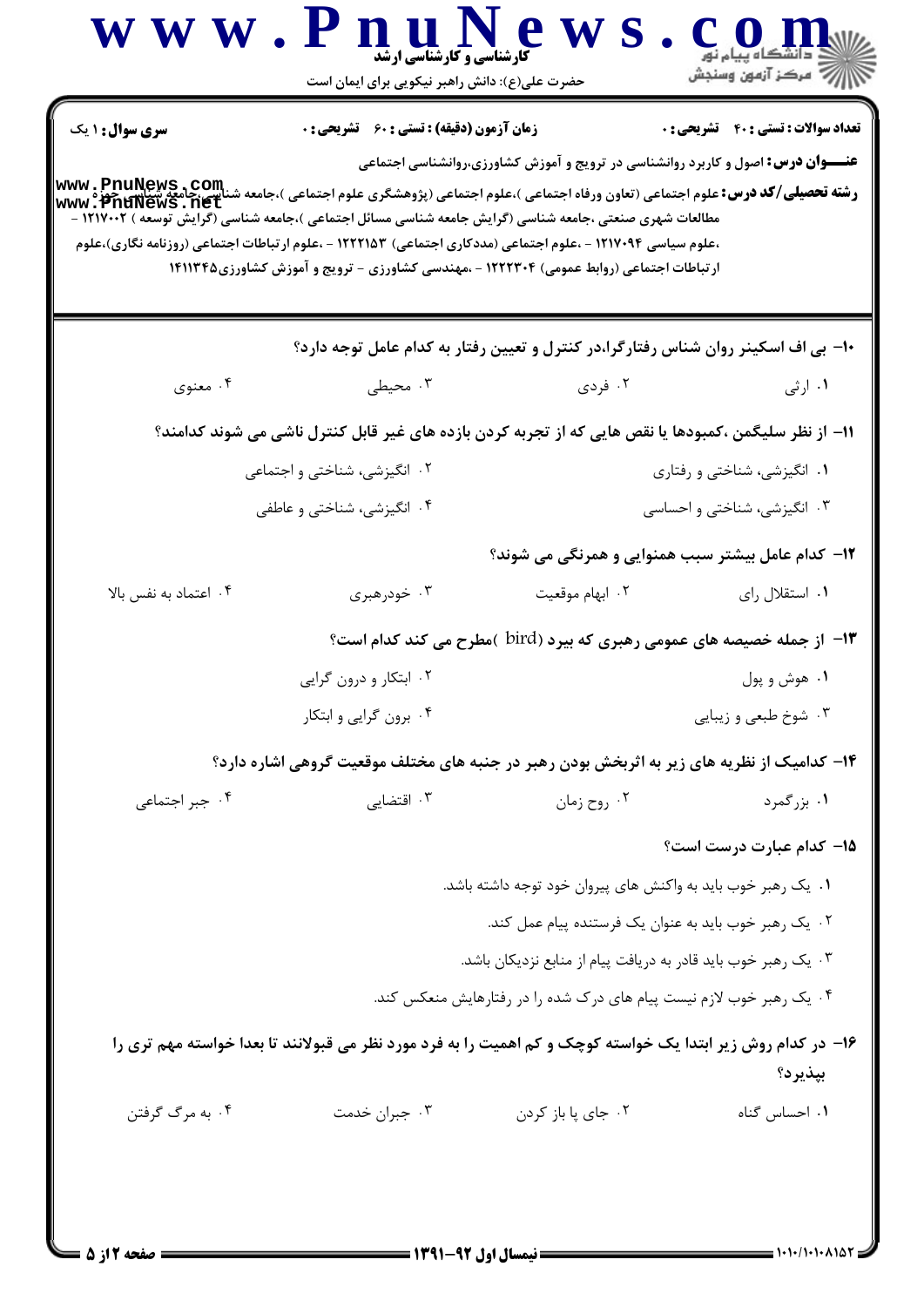**سری سوال:** ۱ یک

**زمان آزمون (دقیقه) :** تستی : ۶۰ تشریحی : ۰

**تعداد سوالات :** تستی : ۴۰ تشریحی : ۰

**عنـــوان درس:** اصول و کاربرد روانشناسی در ترویج و آموزش کشاورزی،روانشناسی اجتماعی

**رشته تحصیلی/کد درس:** علوم اجتماعی (تعاون ورفاه اجتماعی )،علوم اجتماعی (پژوهشگری علوم اجتماعی )،جامعه شناسی،جامعه شناسی حوزه مطالعات شهری صنعتی ،جامعه شناسی (گرایش جامعه شناسی مسائل اجتماعی )،جامعه شناسی (گرایش توسعه ) ۱۲۱۷۰۰۲ - ،علوم سیاسی ۱۲۱۷۰۹۴ - ،علوم اجتماعی (مددکاری اجتماعی) ۱۲۲۲۱۵۳ - ،علوم ارتباطات اجتماعی (روزنامه نگاری)،علوم ارتباطات اجتماعی (روابط عمومی) ۱۲۲۲۳۰۴ - ،مهندسی کشاورزی - ترویج و آموزش کشاورزی۱۴۱۱۳۴۵

۱۰- بی اف اسکینر روان شناس رفتارگرا،در کنترل و تعیین رفتار به کدام عامل توجه دارد؟

۱. ارثی
۲. فردی
۳. محیطی
۴. معنوی

۱۱- از نظر سلیگمن ،کمبودها یا نقص هایی که از تجربه کردن بازده های غیر قابل کنترل ناشی می شوند کدامند؟

۱. انگیزشی، شناختی و رفتاری
۲. انگیزشی، شناختی و اجتماعی
۳. انگیزشی، شناختی و احساسی
۴. انگیزشی، شناختی و عاطفی

۱۲- کدام عامل بیشتر سبب همنوایی و همرنگی می شوند؟

۱. استقلال رای
۲. ابهام موقعیت
۳. خودرهبری
۴. اعتماد به نفس بالا

۱۳- از جمله خصیصه های عمومی رهبری که بیرد (bird )مطرح می کند کدام است؟

۱. هوش و پول
۲. ابتکار و درون گرایی
۳. شوخ طبعی و زیبایی
۴. برون گرایی و ابتکار

۱۴- کدامیک از نظریه های زیر به اثربخش بودن رهبر در جنبه های مختلف موقعیت گروهی اشاره دارد؟

۱. بزرگمرد
۲. روح زمان
۳. اقتضایی
۴. جبر اجتماعی

۱۵- کدام عبارت درست است؟

۱. یک رهبر خوب باید به واکنش های پیروان خود توجه داشته باشد.
۲. یک رهبر خوب باید به عنوان یک فرستنده پیام عمل کند.
۳. یک رهبر خوب باید قادر به دریافت پیام از منابع نزدیکان باشد.
۴. یک رهبر خوب لازم نیست پیام های درک شده را در رفتارهایش منعکس کند.

۱۶- در کدام روش زیر ابتدا یک خواسته کوچک و کم اهمیت را به فرد مورد نظر می قبولانند تا بعدا خواسته مهم تری را بپذیرد؟

۱. احساس گناه
۲. جای پا باز کردن
۳. جبران خدمت
۴. به مرگ گرفتن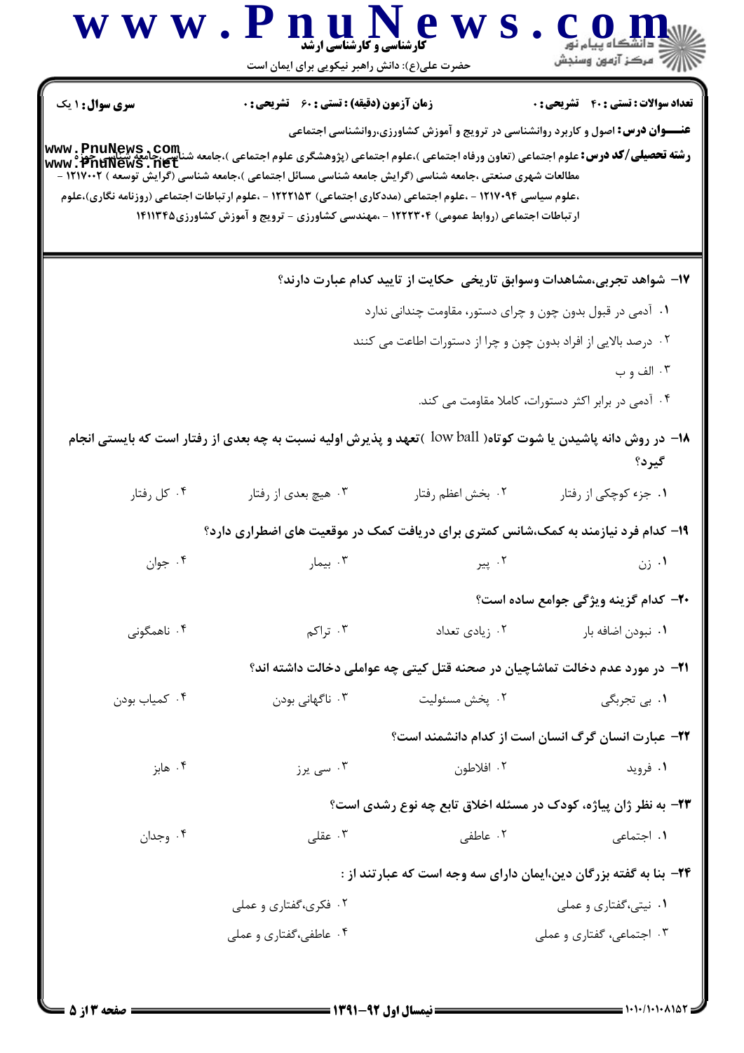**سری سوال:** ۱ یک

**زمان آزمون (دقیقه) : تستی : ۶۰ تشریحی : ۰**

**تعداد سوالات : تستی : ۴۰ تشریحی : ۰**

**عنـــوان درس:** اصول و کاربرد روانشناسی در ترویج و آموزش کشاورزی،روانشناسی اجتماعی

**رشته تحصیلی/کد درس:** علوم اجتماعی (تعاون ورفاه اجتماعی )،علوم اجتماعی (پژوهشگری علوم اجتماعی )،جامعه شناسی،جامعه شناسی جوزه مطالعات شهری صنعتی ،جامعه شناسی (گرایش جامعه شناسی مسائل اجتماعی )،جامعه شناسی (گرایش توسعه ) ۱۲۱۷۰۰۲ - ،علوم سیاسی ۱۲۱۷۰۹۴ - ،علوم اجتماعی (مددکاری اجتماعی) ۱۲۲۲۱۵۳ - ،علوم ارتباطات اجتماعی (روزنامه نگاری)،علوم ارتباطات اجتماعی (روابط عمومی) ۱۲۲۲۳۰۴ - ،مهندسی کشاورزی - ترویج و آموزش کشاورزی۱۴۱۱۳۴۵

**۱۷- شواهد تجربی،مشاهدات وسوابق تاریخی حکایت از تایید کدام عبارت دارند؟**

۱. آدمی در قبول بدون چون و چرای دستور، مقاومت چندانی ندارد

۲. درصد بالایی از افراد بدون چون و چرا از دستورات اطاعت می کنند

۳. الف و ب

۴. آدمی در برابر اکثر دستورات، کاملا مقاومت می کند.

**۱۸- در روش دانه پاشیدن یا شوت کوتاه( low ball )تعهد و پذیرش اولیه نسبت به چه بعدی از رفتار است که بایستی انجام گیرد؟**

۱. جزء کوچکی از رفتار

۲. بخش اعظم رفتار

۳. هیچ بعدی از رفتار

۴. کل رفتار

**۱۹- کدام فرد نیازمند به کمک،شانس کمتری برای دریافت کمک در موقعیت های اضطراری دارد؟**

۱. زن

۲. پیر

۳. بیمار

۴. جوان

**۲۰- کدام گزینه ویژگی جوامع ساده است؟**

۱. نبودن اضافه بار

۲. زیادی تعداد

۳. تراکم

۴. ناهمگونی

**۲۱- در مورد عدم دخالت تماشاچیان در صحنه قتل کیتی چه عواملی دخالت داشته اند؟**

۱. بی تجربگی

۲. پخش مسئولیت

۳. ناگهانی بودن

۴. کمیاب بودن

**۲۲- عبارت انسان گرگ انسان است از کدام دانشمند است؟**

۱. فروید

۲. افلاطون

۳. سی یرز

۴. هابز

**۲۳- به نظر ژان پیاژه، کودک در مسئله اخلاق تابع چه نوع رشدی است؟**

۱. اجتماعی

۲. عاطفی

۳. عقلی

۴. وجدان

**۲۴- بنا به گفته بزرگان دین،ایمان دارای سه وجه است که عبارتند از :**

۱. نیتی،گفتاری و عملی

۲. فکری،گفتاری و عملی

۳. اجتماعی، گفتاری و عملی

۴. عاطفی،گفتاری و عملی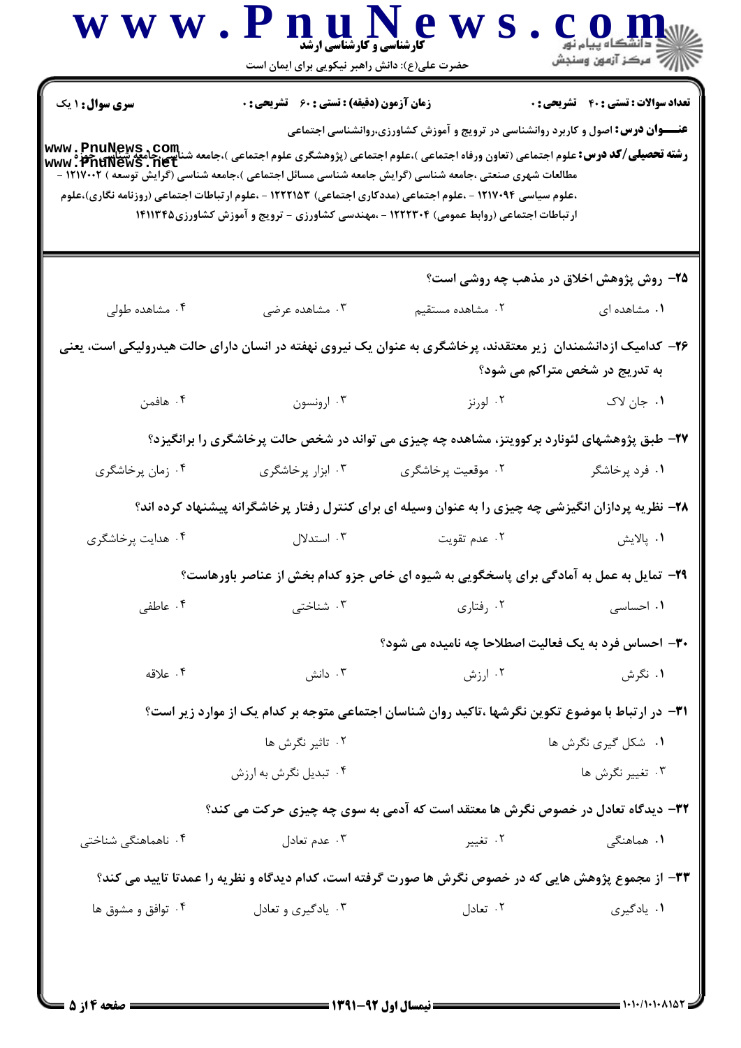**سری سوال:** ۱ یک | **زمان آزمون (دقیقه) : تستی :** ۶۰ **تشریحی :** ۰ | **تعداد سوالات : تستی :** ۴۰ **تشریحی :** ۰

**عنـــوان درس:** اصول و کاربرد روانشناسی در ترویج و آموزش کشاورزی،روانشناسی اجتماعی

**رشته تحصیلی/کد درس:** علوم اجتماعی (تعاون ورفاه اجتماعی )،علوم اجتماعی (پژوهشگری علوم اجتماعی )،جامعه شناسی ،جامعه شناسی حوزه مطالعات شهری صنعتی ،جامعه شناسی (گرایش جامعه شناسی مسائل اجتماعی )،جامعه شناسی (گرایش توسعه ) ۱۲۱۷۰۰۲ - ،علوم سیاسی ۱۲۱۷۰۹۴ - ،علوم اجتماعی (مددکاری اجتماعی) ۱۲۲۲۱۵۳ - ،علوم ارتباطات اجتماعی (روزنامه نگاری)،علوم ارتباطات اجتماعی (روابط عمومی) ۱۲۲۲۳۰۴ - ،مهندسی کشاورزی - ترویج و آموزش کشاورزی۱۴۱۱۳۴۵

۲۵- روش پژوهش اخلاق در مذهب چه روشی است؟

۱. مشاهده ای
۲. مشاهده مستقیم
۳. مشاهده عرضی
۴. مشاهده طولی

۲۶- کدامیک ازدانشمندان زیر معتقدند، پرخاشگری به عنوان یک نیروی نهفته در انسان دارای حالت هیدرولیکی است، یعنی به تدریج در شخص متراکم می شود؟

۱. جان لاک
۲. لورنز
۳. ارونسون
۴. هافمن

۲۷- طبق پژوهشهای لئونارد برکوویتز، مشاهده چه چیزی می تواند در شخص حالت پرخاشگری را برانگیزد؟

۱. فرد پرخاشگر
۲. موقعیت پرخاشگری
۳. ابزار پرخاشگری
۴. زمان پرخاشگری

۲۸- نظریه پردازان انگیزشی چه چیزی را به عنوان وسیله ای برای کنترل رفتار پرخاشگرانه پیشنهاد کرده اند؟

۱. پالایش
۲. عدم تقویت
۳. استدلال
۴. هدایت پرخاشگری

۲۹- تمایل به عمل به آمادگی برای پاسخگویی به شیوه ای خاص جزو کدام بخش از عناصر باورهاست؟

۱. احساسی
۲. رفتاری
۳. شناختی
۴. عاطفی

۳۰- احساس فرد به یک فعالیت اصطلاحا چه نامیده می شود؟

۱. نگرش
۲. ارزش
۳. دانش
۴. علاقه

۳۱- در ارتباط با موضوع تکوین نگرشها ،تاکید روان شناسان اجتماعی متوجه بر کدام یک از موارد زیر است؟

۱. شکل گیری نگرش ها
۲. تاثیر نگرش ها
۳. تغییر نگرش ها
۴. تبدیل نگرش به ارزش

۳۲- دیدگاه تعادل در خصوص نگرش ها معتقد است که آدمی به سوی چه چیزی حرکت می کند؟

۱. هماهنگی
۲. تغییر
۳. عدم تعادل
۴. ناهماهنگی شناختی

۳۳- از مجموع پژوهش هایی که در خصوص نگرش ها صورت گرفته است، کدام دیدگاه و نظریه را عمدتا تایید می کند؟

۱. یادگیری
۲. تعادل
۳. یادگیری و تعادل
۴. توافق و مشوق ها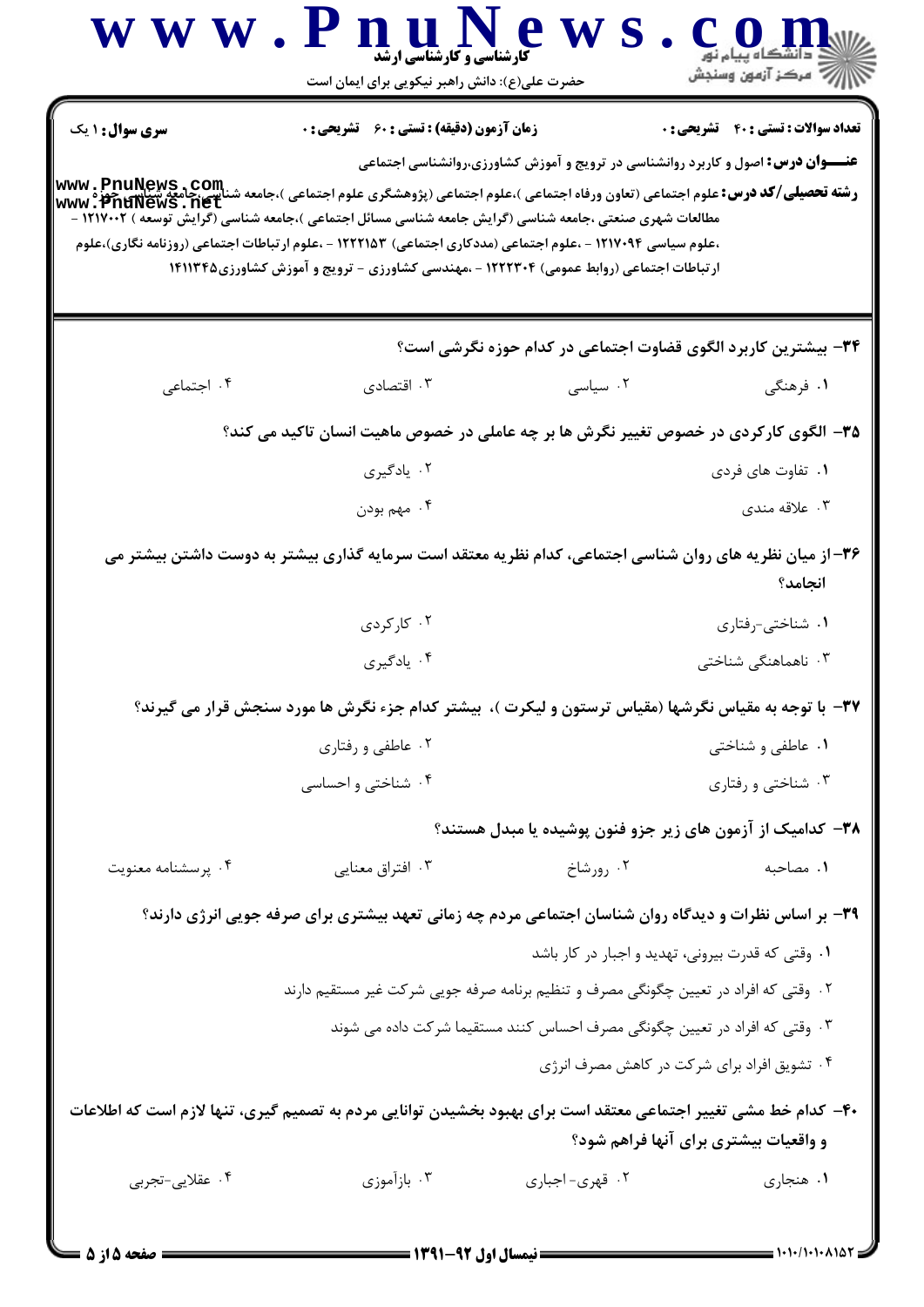سری سوال: ۱ یک

زمان آزمون (دقیقه) : تستی : ۶۰ تشریحی : ۰

تعداد سوالات : تستی : ۴۰ تشریحی : ۰

**عنـــوان درس:** اصول و کاربرد روانشناسی در ترویج و آموزش کشاورزی،روانشناسی اجتماعی

**رشته تحصیلی/کد درس:** علوم اجتماعی (تعاون ورفاه اجتماعی )،علوم اجتماعی (پژوهشگری علوم اجتماعی )،جامعه شناسی،جامعه شناسی جوزه مطالعات شهری صنعتی ،جامعه شناسی (گرایش جامعه شناسی مسائل اجتماعی )،جامعه شناسی (گرایش توسعه ) ۱۲۱۷۰۰۲ - ،علوم سیاسی ۱۲۱۷۰۹۴ - ،علوم اجتماعی (مددکاری اجتماعی) ۱۲۲۲۱۵۳ - ،علوم ارتباطات اجتماعی (روزنامه نگاری)،علوم ارتباطات اجتماعی (روابط عمومی) ۱۲۲۲۳۰۴ - ،مهندسی کشاورزی - ترویج و آموزش کشاورزی۱۴۱۱۳۴۵

۳۴- بیشترین کاربرد الگوی قضاوت اجتماعی در کدام حوزه نگرشی است؟

۱. فرهنگی
۲. سیاسی
۳. اقتصادی
۴. اجتماعی

۳۵- الگوی کارکردی در خصوص تغییر نگرش ها بر چه عاملی در خصوص ماهیت انسان تاکید می کند؟

۱. تفاوت های فردی
۲. یادگیری
۳. علاقه مندی
۴. مهم بودن

۳۶- از میان نظریه های روان شناسی اجتماعی، کدام نظریه معتقد است سرمایه گذاری بیشتر به دوست داشتن بیشتر می انجامد؟

۱. شناختی-رفتاری
۲. کارکردی
۳. ناهماهنگی شناختی
۴. یادگیری

۳۷- با توجه به مقیاس نگرشها (مقیاس ترستون و لیکرت )، بیشتر کدام جزء نگرش ها مورد سنجش قرار می گیرند؟

۱. عاطفی و شناختی
۲. عاطفی و رفتاری
۳. شناختی و رفتاری
۴. شناختی و احساسی

۳۸- کدامیک از آزمون های زیر جزو فنون پوشیده یا مبدل هستند؟

۱. مصاحبه
۲. رورشاخ
۳. افتراق معنایی
۴. پرسشنامه معنویت

۳۹- بر اساس نظرات و دیدگاه روان شناسان اجتماعی مردم چه زمانی تعهد بیشتری برای صرفه جویی انرژی دارند؟

۱. وقتی که قدرت بیرونی، تهدید و اجبار در کار باشد
۲. وقتی که افراد در تعیین چگونگی مصرف و تنظیم برنامه صرفه جویی شرکت غیر مستقیم دارند
۳. وقتی که افراد در تعیین چگونگی مصرف احساس کنند مستقیما شرکت داده می شوند
۴. تشویق افراد برای شرکت در کاهش مصرف انرژی

۴۰- کدام خط مشی تغییر اجتماعی معتقد است برای بهبود بخشیدن توانایی مردم به تصمیم گیری، تنها لازم است که اطلاعات و واقعیات بیشتری برای آنها فراهم شود؟

۱. هنجاری
۲. قهری- اجباری
۳. بازآموزی
۴. عقلایی-تجربی